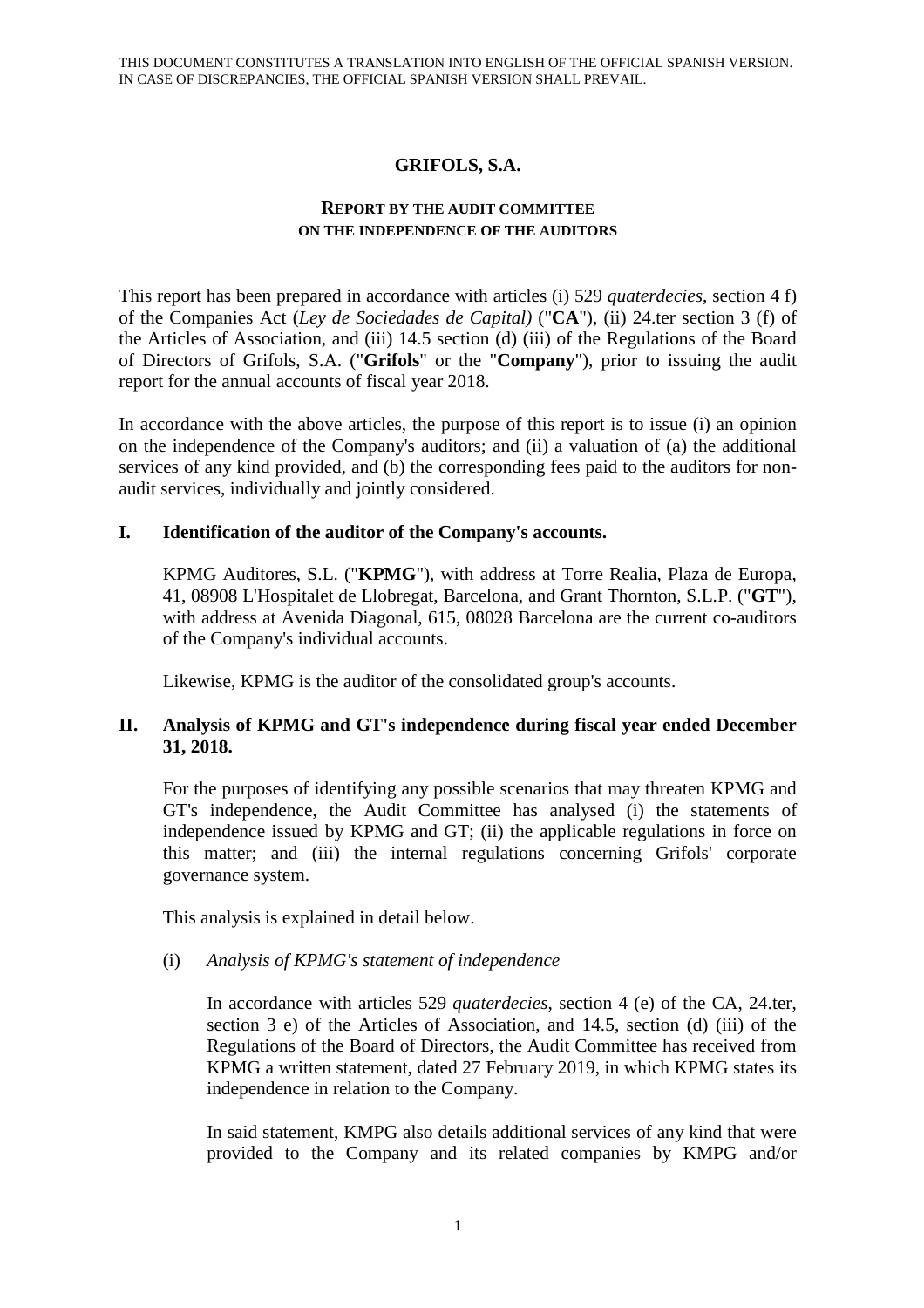THIS DOCUMENT CONSTITUTES A TRANSLATION INTO ENGLISH OF THE OFFICIAL SPANISH VERSION. IN CASE OF DISCREPANCIES, THE OFFICIAL SPANISH VERSION SHALL PREVAIL.

# GRIFOLS, S.A.

## REPORT BY THE AUDIT COMMITTEE ON THE INDEPENDENCE OF THE AUDITORS

---

This report has been prepared in accordance with articles (i) 529 *quaterdecies*, section 4 f) of the Companies Act (*Ley de Sociedades de Capital)* ("**CA**"), (ii) 24.ter section 3 (f) of the Articles of Association, and (iii) 14.5 section (d) (iii) of the Regulations of the Board of Directors of Grifols, S.A. ("**Grifols**" or the "**Company**"), prior to issuing the audit report for the annual accounts of fiscal year 2018.

In accordance with the above articles, the purpose of this report is to issue (i) an opinion on the independence of the Company's auditors; and (ii) a valuation of (a) the additional services of any kind provided, and (b) the corresponding fees paid to the auditors for non-audit services, individually and jointly considered.

### I. Identification of the auditor of the Company's accounts.

KPMG Auditores, S.L. ("**KPMG**"), with address at Torre Realia, Plaza de Europa, 41, 08908 L'Hospitalet de Llobregat, Barcelona, and Grant Thornton, S.L.P. ("**GT**"), with address at Avenida Diagonal, 615, 08028 Barcelona are the current co-auditors of the Company's individual accounts.

Likewise, KPMG is the auditor of the consolidated group's accounts.

### II. Analysis of KPMG and GT's independence during fiscal year ended December 31, 2018.

For the purposes of identifying any possible scenarios that may threaten KPMG and GT's independence, the Audit Committee has analysed (i) the statements of independence issued by KPMG and GT; (ii) the applicable regulations in force on this matter; and (iii) the internal regulations concerning Grifols' corporate governance system.

This analysis is explained in detail below.

(i) *Analysis of KPMG's statement of independence*

In accordance with articles 529 *quaterdecies*, section 4 (e) of the CA, 24.ter, section 3 e) of the Articles of Association, and 14.5, section (d) (iii) of the Regulations of the Board of Directors, the Audit Committee has received from KPMG a written statement, dated 27 February 2019, in which KPMG states its independence in relation to the Company.

In said statement, KMPG also details additional services of any kind that were provided to the Company and its related companies by KMPG and/or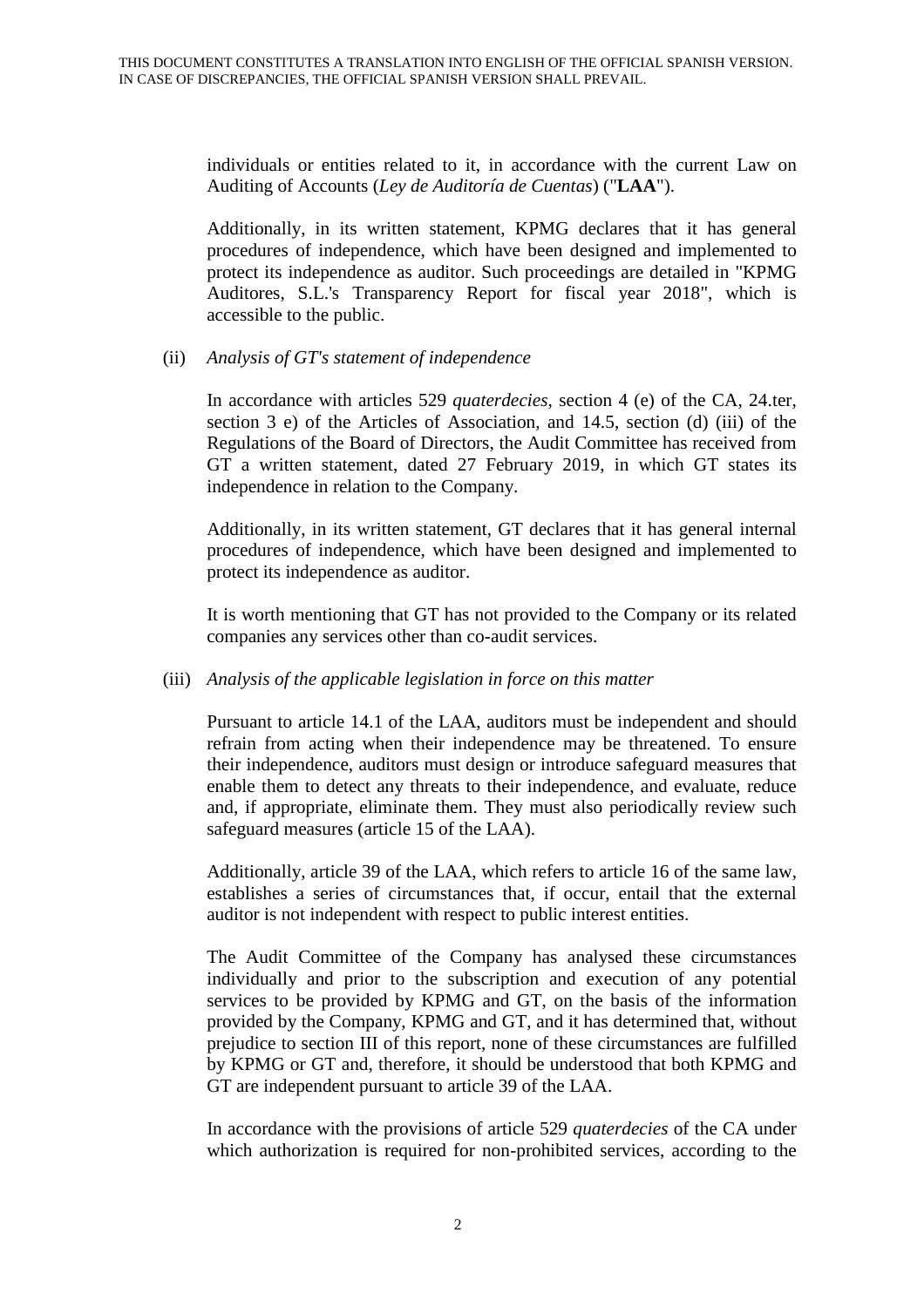individuals or entities related to it, in accordance with the current Law on Auditing of Accounts (*Ley de Auditoría de Cuentas*) ("**LAA**").

Additionally, in its written statement, KPMG declares that it has general procedures of independence, which have been designed and implemented to protect its independence as auditor. Such proceedings are detailed in "KPMG Auditores, S.L.'s Transparency Report for fiscal year 2018", which is accessible to the public.

(ii) *Analysis of GT's statement of independence*

In accordance with articles 529 *quaterdecies*, section 4 (e) of the CA, 24.ter, section 3 e) of the Articles of Association, and 14.5, section (d) (iii) of the Regulations of the Board of Directors, the Audit Committee has received from GT a written statement, dated 27 February 2019, in which GT states its independence in relation to the Company.

Additionally, in its written statement, GT declares that it has general internal procedures of independence, which have been designed and implemented to protect its independence as auditor.

It is worth mentioning that GT has not provided to the Company or its related companies any services other than co-audit services.

(iii) *Analysis of the applicable legislation in force on this matter*

Pursuant to article 14.1 of the LAA, auditors must be independent and should refrain from acting when their independence may be threatened. To ensure their independence, auditors must design or introduce safeguard measures that enable them to detect any threats to their independence, and evaluate, reduce and, if appropriate, eliminate them. They must also periodically review such safeguard measures (article 15 of the LAA).

Additionally, article 39 of the LAA, which refers to article 16 of the same law, establishes a series of circumstances that, if occur, entail that the external auditor is not independent with respect to public interest entities.

The Audit Committee of the Company has analysed these circumstances individually and prior to the subscription and execution of any potential services to be provided by KPMG and GT, on the basis of the information provided by the Company, KPMG and GT, and it has determined that, without prejudice to section III of this report, none of these circumstances are fulfilled by KPMG or GT and, therefore, it should be understood that both KPMG and GT are independent pursuant to article 39 of the LAA.

In accordance with the provisions of article 529 *quaterdecies* of the CA under which authorization is required for non-prohibited services, according to the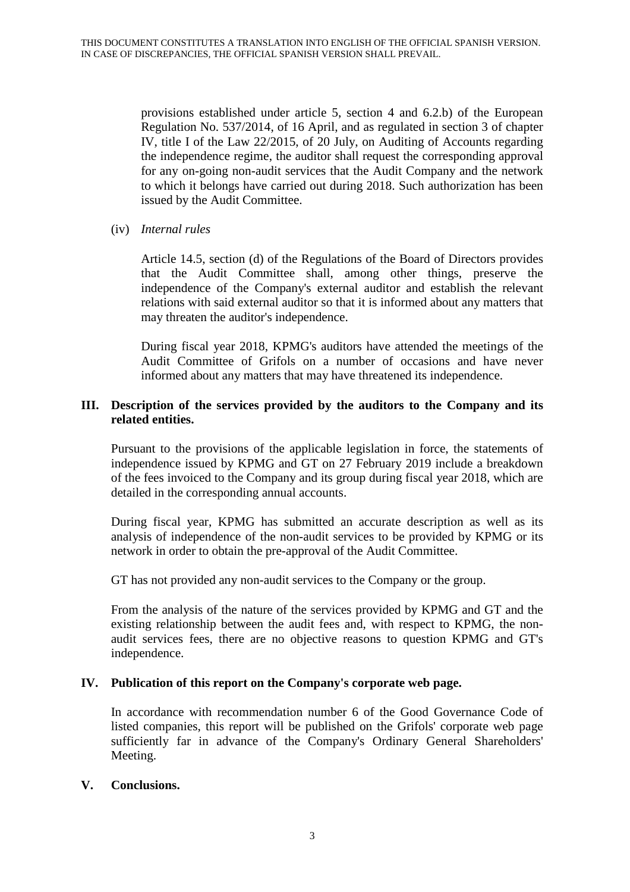provisions established under article 5, section 4 and 6.2.b) of the European Regulation No. 537/2014, of 16 April, and as regulated in section 3 of chapter IV, title I of the Law 22/2015, of 20 July, on Auditing of Accounts regarding the independence regime, the auditor shall request the corresponding approval for any on-going non-audit services that the Audit Company and the network to which it belongs have carried out during 2018. Such authorization has been issued by the Audit Committee.

(iv) *Internal rules*

Article 14.5, section (d) of the Regulations of the Board of Directors provides that the Audit Committee shall, among other things, preserve the independence of the Company's external auditor and establish the relevant relations with said external auditor so that it is informed about any matters that may threaten the auditor's independence.

During fiscal year 2018, KPMG's auditors have attended the meetings of the Audit Committee of Grifols on a number of occasions and have never informed about any matters that may have threatened its independence.

## III. Description of the services provided by the auditors to the Company and its related entities.

Pursuant to the provisions of the applicable legislation in force, the statements of independence issued by KPMG and GT on 27 February 2019 include a breakdown of the fees invoiced to the Company and its group during fiscal year 2018, which are detailed in the corresponding annual accounts.

During fiscal year, KPMG has submitted an accurate description as well as its analysis of independence of the non-audit services to be provided by KPMG or its network in order to obtain the pre-approval of the Audit Committee.

GT has not provided any non-audit services to the Company or the group.

From the analysis of the nature of the services provided by KPMG and GT and the existing relationship between the audit fees and, with respect to KPMG, the non-audit services fees, there are no objective reasons to question KPMG and GT's independence.

## IV. Publication of this report on the Company's corporate web page.

In accordance with recommendation number 6 of the Good Governance Code of listed companies, this report will be published on the Grifols' corporate web page sufficiently far in advance of the Company's Ordinary General Shareholders' Meeting.

## V. Conclusions.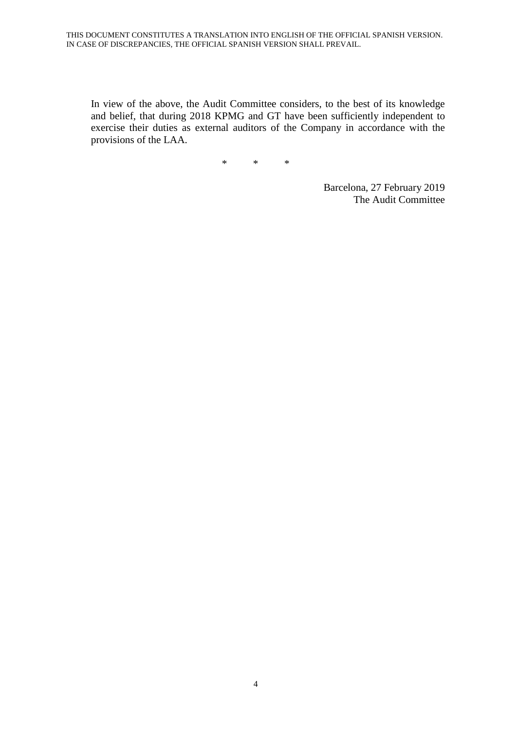In view of the above, the Audit Committee considers, to the best of its knowledge and belief, that during 2018 KPMG and GT have been sufficiently independent to exercise their duties as external auditors of the Company in accordance with the provisions of the LAA.

\*          \*          \*

Barcelona, 27 February 2019
The Audit Committee